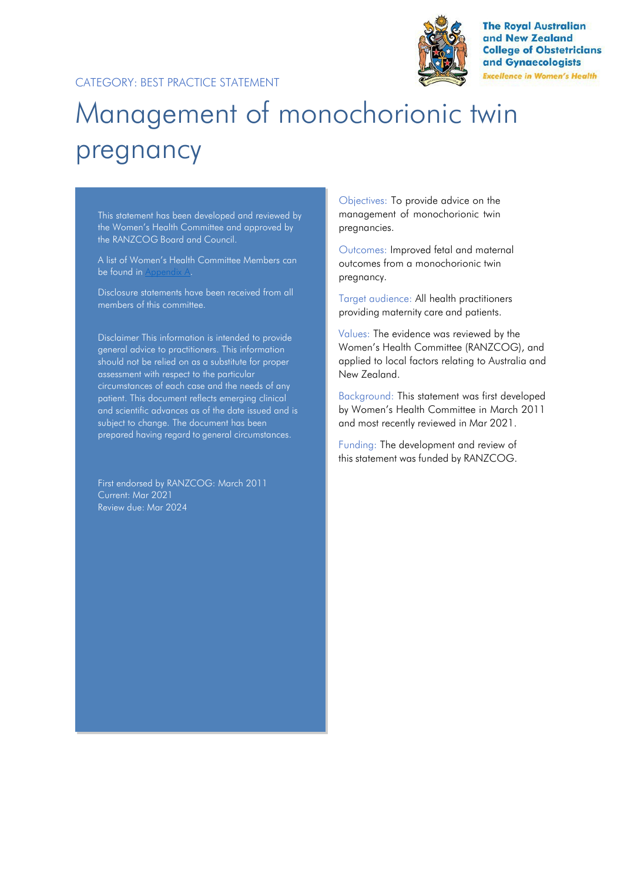The Royal Australian and New Zealand College of Obstetricians and Gynaecologists

*Excellence in Women's Health*

CATEGORY: BEST PRACTICE STATEMENT

# Management of monochorionic twin pregnancy

This statement has been developed and reviewed by the Women's Health Committee and approved by the RANZCOG Board and Council.

A list of Women's Health Committee Members can be found in Appendix A.

Disclosure statements have been received from all members of this committee.

Disclaimer This information is intended to provide general advice to practitioners. This information should not be relied on as a substitute for proper assessment with respect to the particular circumstances of each case and the needs of any patient. This document reflects emerging clinical and scientific advances as of the date issued and is subject to change. The document has been prepared having regard to general circumstances.

First endorsed by RANZCOG: March 2011
Current: Mar 2021
Review due: Mar 2024

Objectives: To provide advice on the management of monochorionic twin pregnancies.

Outcomes: Improved fetal and maternal outcomes from a monochorionic twin pregnancy.

Target audience: All health practitioners providing maternity care and patients.

Values: The evidence was reviewed by the Women's Health Committee (RANZCOG), and applied to local factors relating to Australia and New Zealand.

Background: This statement was first developed by Women's Health Committee in March 2011 and most recently reviewed in Mar 2021.

Funding: The development and review of this statement was funded by RANZCOG.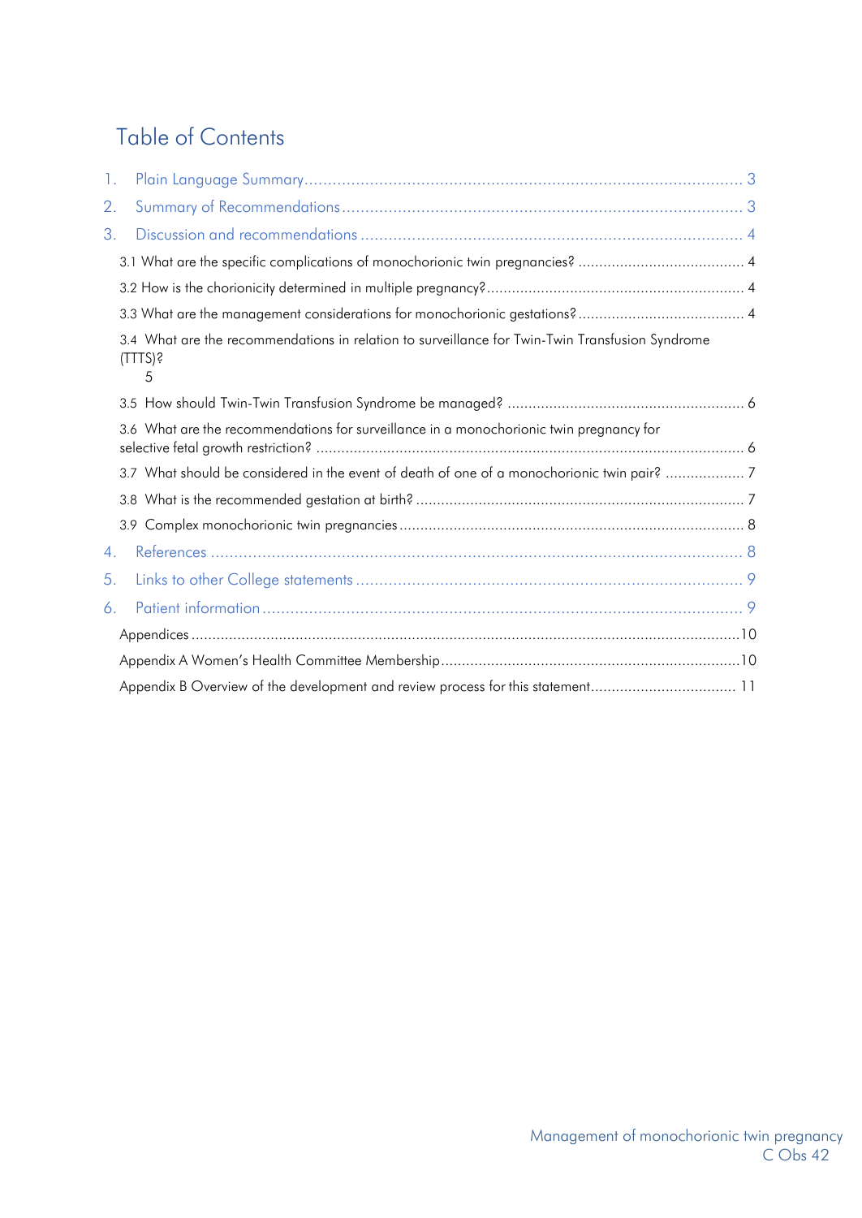# Table of Contents

1. Plain Language Summary ..... 3
2. Summary of Recommendations ..... 3
3. Discussion and recommendations ..... 4
   - 3.1 What are the specific complications of monochorionic twin pregnancies? ..... 4
   - 3.2 How is the chorionicity determined in multiple pregnancy? ..... 4
   - 3.3 What are the management considerations for monochorionic gestations? ..... 4
   - 3.4 What are the recommendations in relation to surveillance for Twin-Twin Transfusion Syndrome (TTTS)? ..... 5
   - 3.5 How should Twin-Twin Transfusion Syndrome be managed? ..... 6
   - 3.6 What are the recommendations for surveillance in a monochorionic twin pregnancy for selective fetal growth restriction? ..... 6
   - 3.7 What should be considered in the event of death of one of a monochorionic twin pair? ..... 7
   - 3.8 What is the recommended gestation at birth? ..... 7
   - 3.9 Complex monochorionic twin pregnancies ..... 8
4. References ..... 8
5. Links to other College statements ..... 9
6. Patient information ..... 9
   - Appendices ..... 10
   - Appendix A Women's Health Committee Membership ..... 10
   - Appendix B Overview of the development and review process for this statement ..... 11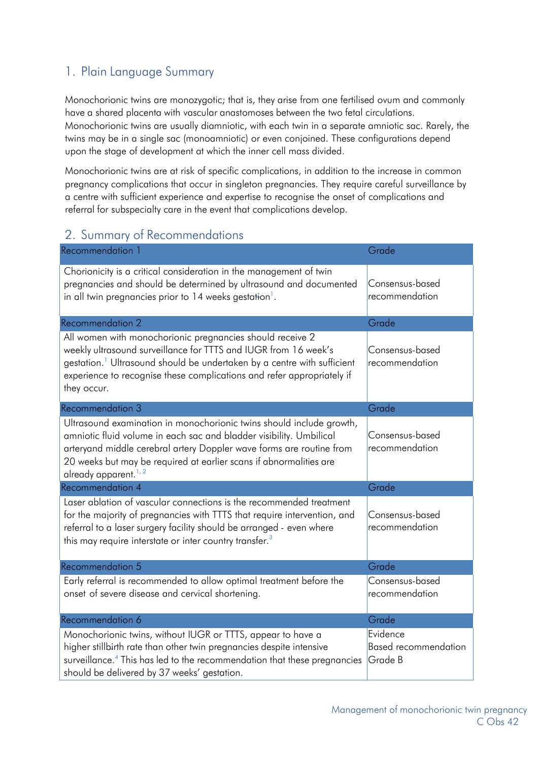## 1. Plain Language Summary

Monochorionic twins are monozygotic; that is, they arise from one fertilised ovum and commonly have a shared placenta with vascular anastomoses between the two fetal circulations. Monochorionic twins are usually diamniotic, with each twin in a separate amniotic sac. Rarely, the twins may be in a single sac (monoamniotic) or even conjoined. These configurations depend upon the stage of development at which the inner cell mass divided.

Monochorionic twins are at risk of specific complications, in addition to the increase in common pregnancy complications that occur in singleton pregnancies. They require careful surveillance by a centre with sufficient experience and expertise to recognise the onset of complications and referral for subspecialty care in the event that complications develop.

## 2. Summary of Recommendations

| Recommendation 1 | Grade |
|---|---|
| Chorionicity is a critical consideration in the management of twin pregnancies and should be determined by ultrasound and documented in all twin pregnancies prior to 14 weeks gestation[1]. | Consensus-based recommendation |
| **Recommendation 2** | **Grade** |
| All women with monochorionic pregnancies should receive 2 weekly ultrasound surveillance for TTTS and IUGR from 16 week's gestation.[1] Ultrasound should be undertaken by a centre with sufficient experience to recognise these complications and refer appropriately if they occur. | Consensus-based recommendation |
| **Recommendation 3** | **Grade** |
| Ultrasound examination in monochorionic twins should include growth, amniotic fluid volume in each sac and bladder visibility. Umbilical arteryand middle cerebral artery Doppler wave forms are routine from 20 weeks but may be required at earlier scans if abnormalities are already apparent.[1, 2] | Consensus-based recommendation |
| **Recommendation 4** | **Grade** |
| Laser ablation of vascular connections is the recommended treatment for the majority of pregnancies with TTTS that require intervention, and referral to a laser surgery facility should be arranged - even where this may require interstate or inter country transfer.[3] | Consensus-based recommendation |
| **Recommendation 5** | **Grade** |
| Early referral is recommended to allow optimal treatment before the onset of severe disease and cervical shortening. | Consensus-based recommendation |
| **Recommendation 6** | **Grade** |
| Monochorionic twins, without IUGR or TTTS, appear to have a higher stillbirth rate than other twin pregnancies despite intensive surveillance.[4] This has led to the recommendation that these pregnancies should be delivered by 37 weeks' gestation. | Evidence Based recommendation Grade B |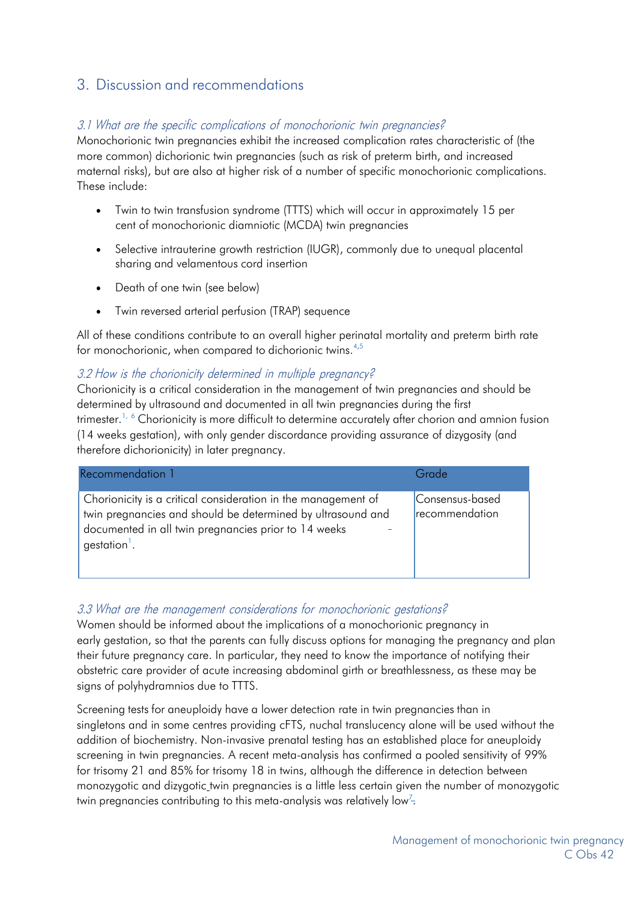## 3. Discussion and recommendations

### *3.1 What are the specific complications of monochorionic twin pregnancies?*

Monochorionic twin pregnancies exhibit the increased complication rates characteristic of (the more common) dichorionic twin pregnancies (such as risk of preterm birth, and increased maternal risks), but are also at higher risk of a number of specific monochorionic complications. These include:

- Twin to twin transfusion syndrome (TTTS) which will occur in approximately 15 per cent of monochorionic diamniotic (MCDA) twin pregnancies
- Selective intrauterine growth restriction (IUGR), commonly due to unequal placental sharing and velamentous cord insertion
- Death of one twin (see below)
- Twin reversed arterial perfusion (TRAP) sequence

All of these conditions contribute to an overall higher perinatal mortality and preterm birth rate for monochorionic, when compared to dichorionic twins.[4,5]

### *3.2 How is the chorionicity determined in multiple pregnancy?*

Chorionicity is a critical consideration in the management of twin pregnancies and should be determined by ultrasound and documented in all twin pregnancies during the first trimester.[1, 6] Chorionicity is more difficult to determine accurately after chorion and amnion fusion (14 weeks gestation), with only gender discordance providing assurance of dizygosity (and therefore dichorionicity) in later pregnancy.

| Recommendation 1 | Grade |
|---|---|
| Chorionicity is a critical consideration in the management of twin pregnancies and should be determined by ultrasound and documented in all twin pregnancies prior to 14 weeks gestation[1]. | Consensus-based recommendation |

### *3.3 What are the management considerations for monochorionic gestations?*

Women should be informed about the implications of a monochorionic pregnancy in early gestation, so that the parents can fully discuss options for managing the pregnancy and plan their future pregnancy care. In particular, they need to know the importance of notifying their obstetric care provider of acute increasing abdominal girth or breathlessness, as these may be signs of polyhydramnios due to TTTS.

Screening tests for aneuploidy have a lower detection rate in twin pregnancies than in singletons and in some centres providing cFTS, nuchal translucency alone will be used without the addition of biochemistry. Non-invasive prenatal testing has an established place for aneuploidy screening in twin pregnancies. A recent meta-analysis has confirmed a pooled sensitivity of 99% for trisomy 21 and 85% for trisomy 18 in twins, although the difference in detection between monozygotic and dizygotic twin pregnancies is a little less certain given the number of monozygotic twin pregnancies contributing to this meta-analysis was relatively low[7].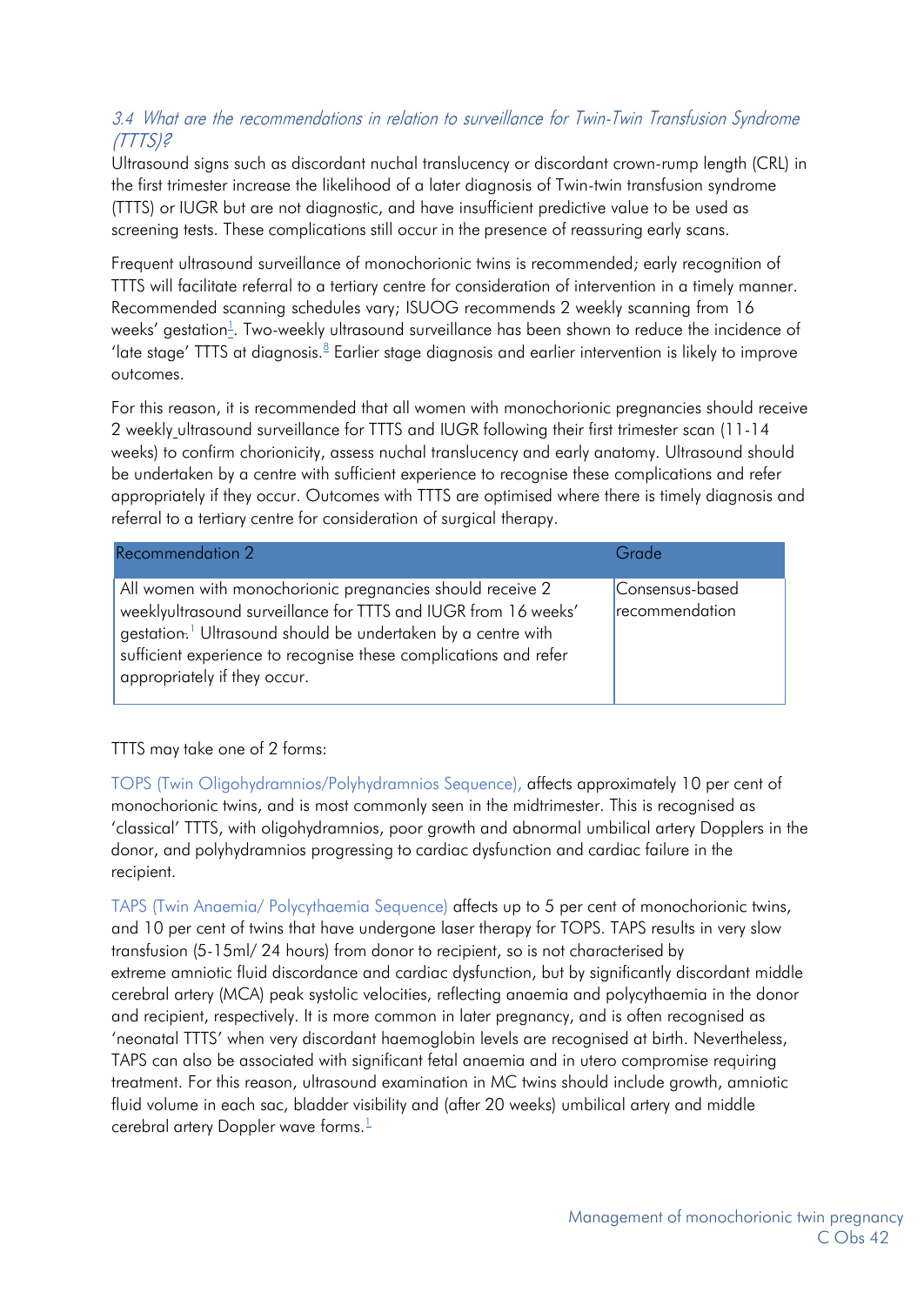### *3.4 What are the recommendations in relation to surveillance for Twin-Twin Transfusion Syndrome (TTTS)?*

Ultrasound signs such as discordant nuchal translucency or discordant crown-rump length (CRL) in the first trimester increase the likelihood of a later diagnosis of Twin-twin transfusion syndrome (TTTS) or IUGR but are not diagnostic, and have insufficient predictive value to be used as screening tests. These complications still occur in the presence of reassuring early scans.

Frequent ultrasound surveillance of monochorionic twins is recommended; early recognition of TTTS will facilitate referral to a tertiary centre for consideration of intervention in a timely manner. Recommended scanning schedules vary; ISUOG recommends 2 weekly scanning from 16 weeks' gestation[1]. Two-weekly ultrasound surveillance has been shown to reduce the incidence of 'late stage' TTTS at diagnosis.[8] Earlier stage diagnosis and earlier intervention is likely to improve outcomes.

For this reason, it is recommended that all women with monochorionic pregnancies should receive 2 weekly ultrasound surveillance for TTTS and IUGR following their first trimester scan (11-14 weeks) to confirm chorionicity, assess nuchal translucency and early anatomy. Ultrasound should be undertaken by a centre with sufficient experience to recognise these complications and refer appropriately if they occur. Outcomes with TTTS are optimised where there is timely diagnosis and referral to a tertiary centre for consideration of surgical therapy.

| Recommendation 2 | Grade |
|---|---|
| All women with monochorionic pregnancies should receive 2 weeklyultrasound surveillance for TTTS and IUGR from 16 weeks' gestation.[1] Ultrasound should be undertaken by a centre with sufficient experience to recognise these complications and refer appropriately if they occur. | Consensus-based recommendation |

TTTS may take one of 2 forms:

TOPS (Twin Oligohydramnios/Polyhydramnios Sequence), affects approximately 10 per cent of monochorionic twins, and is most commonly seen in the midtrimester. This is recognised as 'classical' TTTS, with oligohydramnios, poor growth and abnormal umbilical artery Dopplers in the donor, and polyhydramnios progressing to cardiac dysfunction and cardiac failure in the recipient.

TAPS (Twin Anaemia/ Polycythaemia Sequence) affects up to 5 per cent of monochorionic twins, and 10 per cent of twins that have undergone laser therapy for TOPS. TAPS results in very slow transfusion (5-15ml/ 24 hours) from donor to recipient, so is not characterised by extreme amniotic fluid discordance and cardiac dysfunction, but by significantly discordant middle cerebral artery (MCA) peak systolic velocities, reflecting anaemia and polycythaemia in the donor and recipient, respectively. It is more common in later pregnancy, and is often recognised as 'neonatal TTTS' when very discordant haemoglobin levels are recognised at birth. Nevertheless, TAPS can also be associated with significant fetal anaemia and in utero compromise requiring treatment. For this reason, ultrasound examination in MC twins should include growth, amniotic fluid volume in each sac, bladder visibility and (after 20 weeks) umbilical artery and middle cerebral artery Doppler wave forms.[1]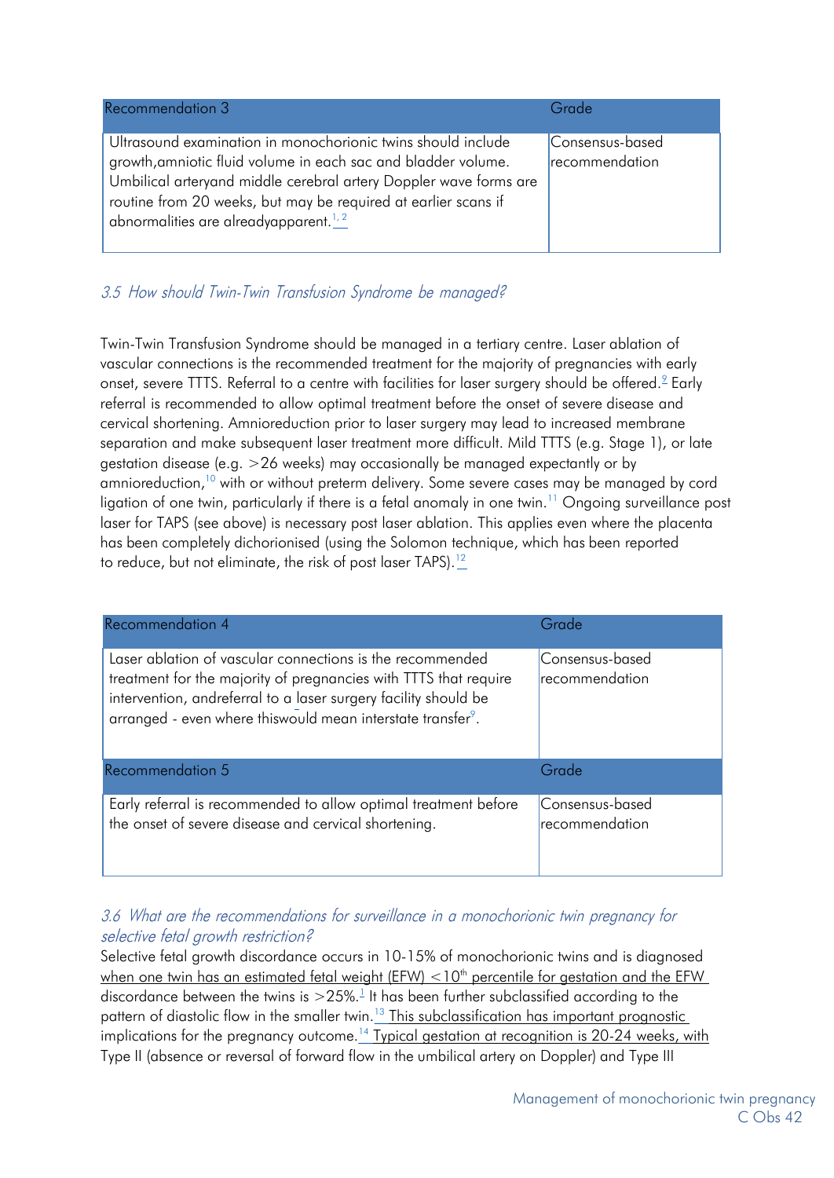| Recommendation 3 | Grade |
|---|---|
| Ultrasound examination in monochorionic twins should include growth,amniotic fluid volume in each sac and bladder volume. Umbilical arteryand middle cerebral artery Doppler wave forms are routine from 20 weeks, but may be required at earlier scans if abnormalities are alreadyapparent.[1, 2] | Consensus-based recommendation |

### *3.5 How should Twin-Twin Transfusion Syndrome be managed?*

Twin-Twin Transfusion Syndrome should be managed in a tertiary centre. Laser ablation of vascular connections is the recommended treatment for the majority of pregnancies with early onset, severe TTTS. Referral to a centre with facilities for laser surgery should be offered.[9] Early referral is recommended to allow optimal treatment before the onset of severe disease and cervical shortening. Amnioreduction prior to laser surgery may lead to increased membrane separation and make subsequent laser treatment more difficult. Mild TTTS (e.g. Stage 1), or late gestation disease (e.g. >26 weeks) may occasionally be managed expectantly or by amnioreduction,[10] with or without preterm delivery. Some severe cases may be managed by cord ligation of one twin, particularly if there is a fetal anomaly in one twin.[11] Ongoing surveillance post laser for TAPS (see above) is necessary post laser ablation. This applies even where the placenta has been completely dichorionised (using the Solomon technique, which has been reported to reduce, but not eliminate, the risk of post laser TAPS).[12]

| Recommendation 4 | Grade |
|---|---|
| Laser ablation of vascular connections is the recommended treatment for the majority of pregnancies with TTTS that require intervention, andreferral to a laser surgery facility should be arranged - even where thiswould mean interstate transfer[9]. | Consensus-based recommendation |

| Recommendation 5 | Grade |
|---|---|
| Early referral is recommended to allow optimal treatment before the onset of severe disease and cervical shortening. | Consensus-based recommendation |

### *3.6 What are the recommendations for surveillance in a monochorionic twin pregnancy for selective fetal growth restriction?*

Selective fetal growth discordance occurs in 10-15% of monochorionic twins and is diagnosed when one twin has an estimated fetal weight (EFW) <10th percentile for gestation and the EFW discordance between the twins is >25%.[1] It has been further subclassified according to the pattern of diastolic flow in the smaller twin.[13] This subclassification has important prognostic implications for the pregnancy outcome.[14] Typical gestation at recognition is 20-24 weeks, with Type II (absence or reversal of forward flow in the umbilical artery on Doppler) and Type III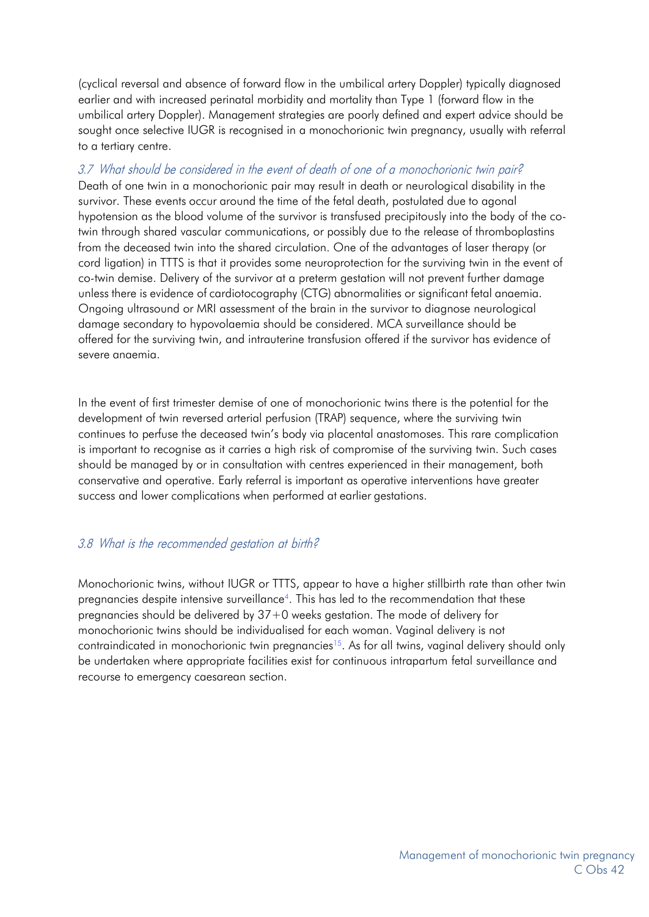(cyclical reversal and absence of forward flow in the umbilical artery Doppler) typically diagnosed earlier and with increased perinatal morbidity and mortality than Type 1 (forward flow in the umbilical artery Doppler). Management strategies are poorly defined and expert advice should be sought once selective IUGR is recognised in a monochorionic twin pregnancy, usually with referral to a tertiary centre.

### *3.7 What should be considered in the event of death of one of a monochorionic twin pair?*

Death of one twin in a monochorionic pair may result in death or neurological disability in the survivor. These events occur around the time of the fetal death, postulated due to agonal hypotension as the blood volume of the survivor is transfused precipitously into the body of the co-twin through shared vascular communications, or possibly due to the release of thromboplastins from the deceased twin into the shared circulation. One of the advantages of laser therapy (or cord ligation) in TTTS is that it provides some neuroprotection for the surviving twin in the event of co-twin demise. Delivery of the survivor at a preterm gestation will not prevent further damage unless there is evidence of cardiotocography (CTG) abnormalities or significant fetal anaemia. Ongoing ultrasound or MRI assessment of the brain in the survivor to diagnose neurological damage secondary to hypovolaemia should be considered. MCA surveillance should be offered for the surviving twin, and intrauterine transfusion offered if the survivor has evidence of severe anaemia.

In the event of first trimester demise of one of monochorionic twins there is the potential for the development of twin reversed arterial perfusion (TRAP) sequence, where the surviving twin continues to perfuse the deceased twin's body via placental anastomoses. This rare complication is important to recognise as it carries a high risk of compromise of the surviving twin. Such cases should be managed by or in consultation with centres experienced in their management, both conservative and operative. Early referral is important as operative interventions have greater success and lower complications when performed at earlier gestations.

### *3.8 What is the recommended gestation at birth?*

Monochorionic twins, without IUGR or TTTS, appear to have a higher stillbirth rate than other twin pregnancies despite intensive surveillance[4]. This has led to the recommendation that these pregnancies should be delivered by 37+0 weeks gestation. The mode of delivery for monochorionic twins should be individualised for each woman. Vaginal delivery is not contraindicated in monochorionic twin pregnancies[15]. As for all twins, vaginal delivery should only be undertaken where appropriate facilities exist for continuous intrapartum fetal surveillance and recourse to emergency caesarean section.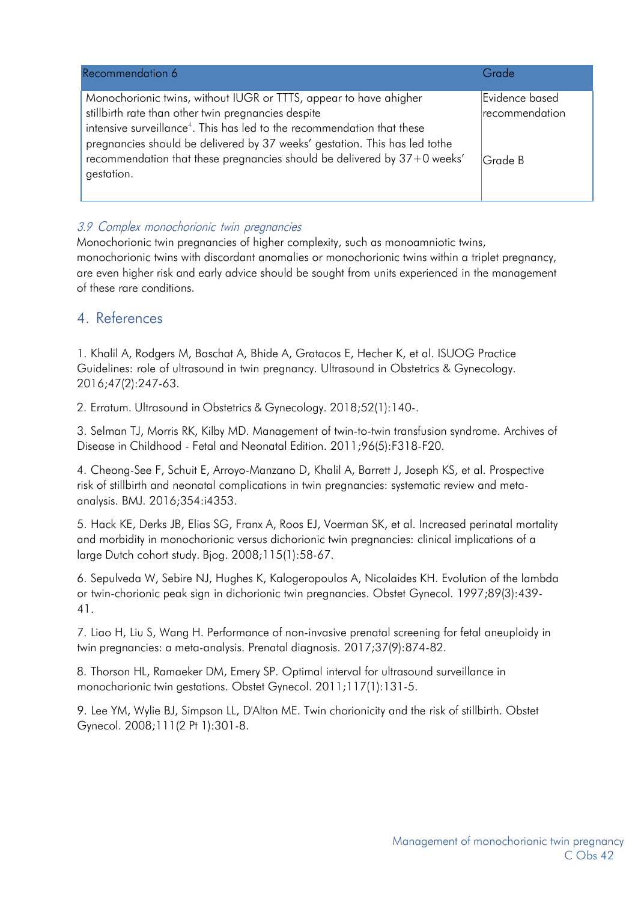| Recommendation 6 | Grade |
|---|---|
| Monochorionic twins, without IUGR or TTTS, appear to have ahigher stillbirth rate than other twin pregnancies despite intensive surveillance[4]. This has led to the recommendation that these pregnancies should be delivered by 37 weeks' gestation. This has led tothe recommendation that these pregnancies should be delivered by 37+0 weeks' gestation. | Evidence based recommendation<br><br>Grade B |

### *3.9 Complex monochorionic twin pregnancies*

Monochorionic twin pregnancies of higher complexity, such as monoamniotic twins, monochorionic twins with discordant anomalies or monochorionic twins within a triplet pregnancy, are even higher risk and early advice should be sought from units experienced in the management of these rare conditions.

## 4. References

1. Khalil A, Rodgers M, Baschat A, Bhide A, Gratacos E, Hecher K, et al. ISUOG Practice Guidelines: role of ultrasound in twin pregnancy. Ultrasound in Obstetrics & Gynecology. 2016;47(2):247-63.

2. Erratum. Ultrasound in Obstetrics & Gynecology. 2018;52(1):140-.

3. Selman TJ, Morris RK, Kilby MD. Management of twin-to-twin transfusion syndrome. Archives of Disease in Childhood - Fetal and Neonatal Edition. 2011;96(5):F318-F20.

4. Cheong-See F, Schuit E, Arroyo-Manzano D, Khalil A, Barrett J, Joseph KS, et al. Prospective risk of stillbirth and neonatal complications in twin pregnancies: systematic review and meta-analysis. BMJ. 2016;354:i4353.

5. Hack KE, Derks JB, Elias SG, Franx A, Roos EJ, Voerman SK, et al. Increased perinatal mortality and morbidity in monochorionic versus dichorionic twin pregnancies: clinical implications of a large Dutch cohort study. Bjog. 2008;115(1):58-67.

6. Sepulveda W, Sebire NJ, Hughes K, Kalogeropoulos A, Nicolaides KH. Evolution of the lambda or twin-chorionic peak sign in dichorionic twin pregnancies. Obstet Gynecol. 1997;89(3):439-41.

7. Liao H, Liu S, Wang H. Performance of non-invasive prenatal screening for fetal aneuploidy in twin pregnancies: a meta-analysis. Prenatal diagnosis. 2017;37(9):874-82.

8. Thorson HL, Ramaeker DM, Emery SP. Optimal interval for ultrasound surveillance in monochorionic twin gestations. Obstet Gynecol. 2011;117(1):131-5.

9. Lee YM, Wylie BJ, Simpson LL, D'Alton ME. Twin chorionicity and the risk of stillbirth. Obstet Gynecol. 2008;111(2 Pt 1):301-8.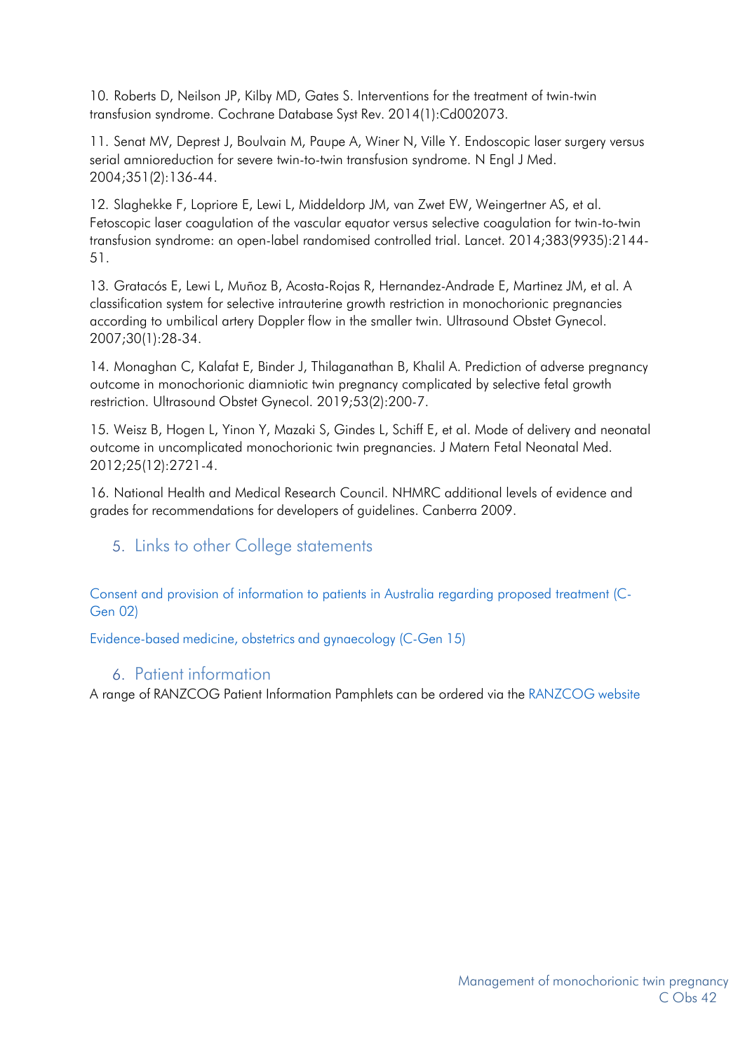10. Roberts D, Neilson JP, Kilby MD, Gates S. Interventions for the treatment of twin-twin transfusion syndrome. Cochrane Database Syst Rev. 2014(1):Cd002073.

11. Senat MV, Deprest J, Boulvain M, Paupe A, Winer N, Ville Y. Endoscopic laser surgery versus serial amnioreduction for severe twin-to-twin transfusion syndrome. N Engl J Med. 2004;351(2):136-44.

12. Slaghekke F, Lopriore E, Lewi L, Middeldorp JM, van Zwet EW, Weingertner AS, et al. Fetoscopic laser coagulation of the vascular equator versus selective coagulation for twin-to-twin transfusion syndrome: an open-label randomised controlled trial. Lancet. 2014;383(9935):2144-51.

13. Gratacós E, Lewi L, Muñoz B, Acosta-Rojas R, Hernandez-Andrade E, Martinez JM, et al. A classification system for selective intrauterine growth restriction in monochorionic pregnancies according to umbilical artery Doppler flow in the smaller twin. Ultrasound Obstet Gynecol. 2007;30(1):28-34.

14. Monaghan C, Kalafat E, Binder J, Thilaganathan B, Khalil A. Prediction of adverse pregnancy outcome in monochorionic diamniotic twin pregnancy complicated by selective fetal growth restriction. Ultrasound Obstet Gynecol. 2019;53(2):200-7.

15. Weisz B, Hogen L, Yinon Y, Mazaki S, Gindes L, Schiff E, et al. Mode of delivery and neonatal outcome in uncomplicated monochorionic twin pregnancies. J Matern Fetal Neonatal Med. 2012;25(12):2721-4.

16. National Health and Medical Research Council. NHMRC additional levels of evidence and grades for recommendations for developers of guidelines. Canberra 2009.

## 5. Links to other College statements

Consent and provision of information to patients in Australia regarding proposed treatment (C-Gen 02)

Evidence-based medicine, obstetrics and gynaecology (C-Gen 15)

## 6. Patient information

A range of RANZCOG Patient Information Pamphlets can be ordered via the RANZCOG website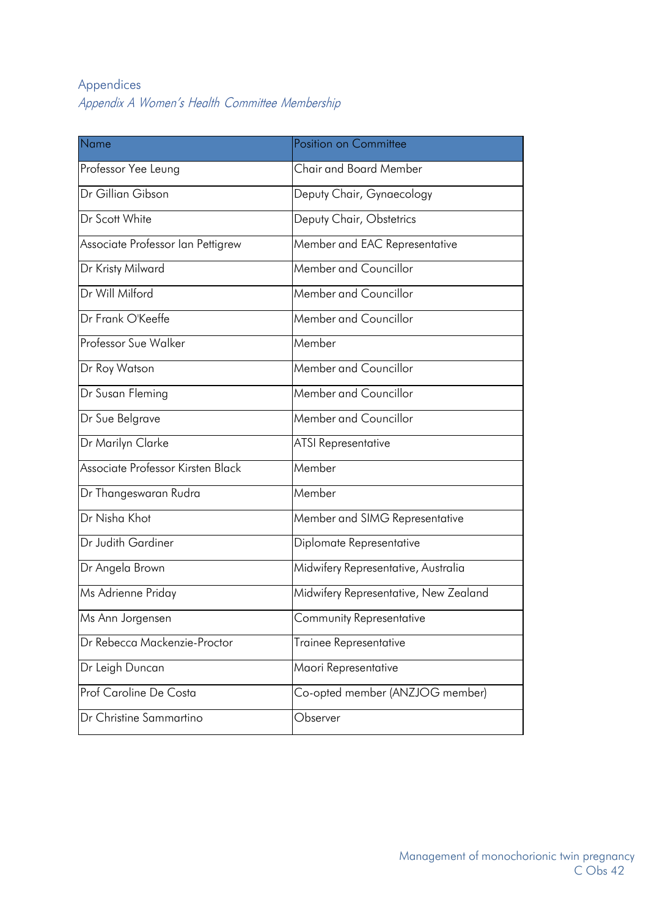# Appendices

## *Appendix A Women's Health Committee Membership*

| Name | Position on Committee |
|---|---|
| Professor Yee Leung | Chair and Board Member |
| Dr Gillian Gibson | Deputy Chair, Gynaecology |
| Dr Scott White | Deputy Chair, Obstetrics |
| Associate Professor Ian Pettigrew | Member and EAC Representative |
| Dr Kristy Milward | Member and Councillor |
| Dr Will Milford | Member and Councillor |
| Dr Frank O'Keeffe | Member and Councillor |
| Professor Sue Walker | Member |
| Dr Roy Watson | Member and Councillor |
| Dr Susan Fleming | Member and Councillor |
| Dr Sue Belgrave | Member and Councillor |
| Dr Marilyn Clarke | ATSI Representative |
| Associate Professor Kirsten Black | Member |
| Dr Thangeswaran Rudra | Member |
| Dr Nisha Khot | Member and SIMG Representative |
| Dr Judith Gardiner | Diplomate Representative |
| Dr Angela Brown | Midwifery Representative, Australia |
| Ms Adrienne Priday | Midwifery Representative, New Zealand |
| Ms Ann Jorgensen | Community Representative |
| Dr Rebecca Mackenzie-Proctor | Trainee Representative |
| Dr Leigh Duncan | Maori Representative |
| Prof Caroline De Costa | Co-opted member (ANZJOG member) |
| Dr Christine Sammartino | Observer |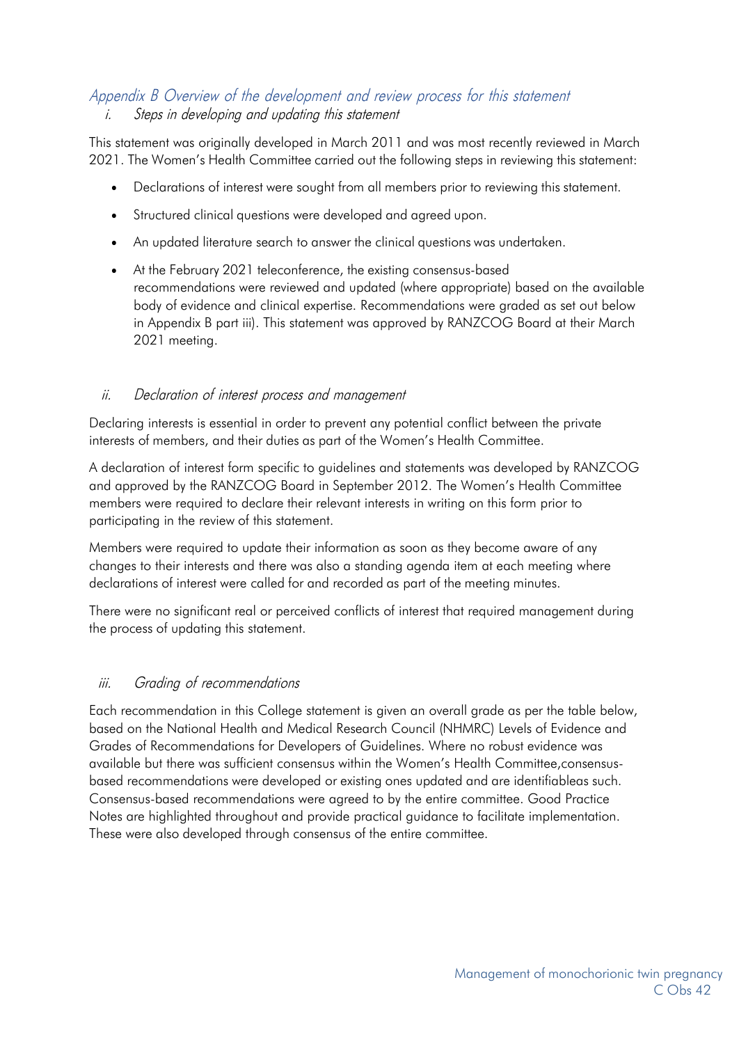## *Appendix B Overview of the development and review process for this statement*

### *i. Steps in developing and updating this statement*

This statement was originally developed in March 2011 and was most recently reviewed in March 2021. The Women's Health Committee carried out the following steps in reviewing this statement:

- Declarations of interest were sought from all members prior to reviewing this statement.
- Structured clinical questions were developed and agreed upon.
- An updated literature search to answer the clinical questions was undertaken.
- At the February 2021 teleconference, the existing consensus-based recommendations were reviewed and updated (where appropriate) based on the available body of evidence and clinical expertise. Recommendations were graded as set out below in Appendix B part iii). This statement was approved by RANZCOG Board at their March 2021 meeting.

### *ii. Declaration of interest process and management*

Declaring interests is essential in order to prevent any potential conflict between the private interests of members, and their duties as part of the Women's Health Committee.

A declaration of interest form specific to guidelines and statements was developed by RANZCOG and approved by the RANZCOG Board in September 2012. The Women's Health Committee members were required to declare their relevant interests in writing on this form prior to participating in the review of this statement.

Members were required to update their information as soon as they become aware of any changes to their interests and there was also a standing agenda item at each meeting where declarations of interest were called for and recorded as part of the meeting minutes.

There were no significant real or perceived conflicts of interest that required management during the process of updating this statement.

### *iii. Grading of recommendations*

Each recommendation in this College statement is given an overall grade as per the table below, based on the National Health and Medical Research Council (NHMRC) Levels of Evidence and Grades of Recommendations for Developers of Guidelines. Where no robust evidence was available but there was sufficient consensus within the Women's Health Committee,consensus-based recommendations were developed or existing ones updated and are identifiableas such. Consensus-based recommendations were agreed to by the entire committee. Good Practice Notes are highlighted throughout and provide practical guidance to facilitate implementation. These were also developed through consensus of the entire committee.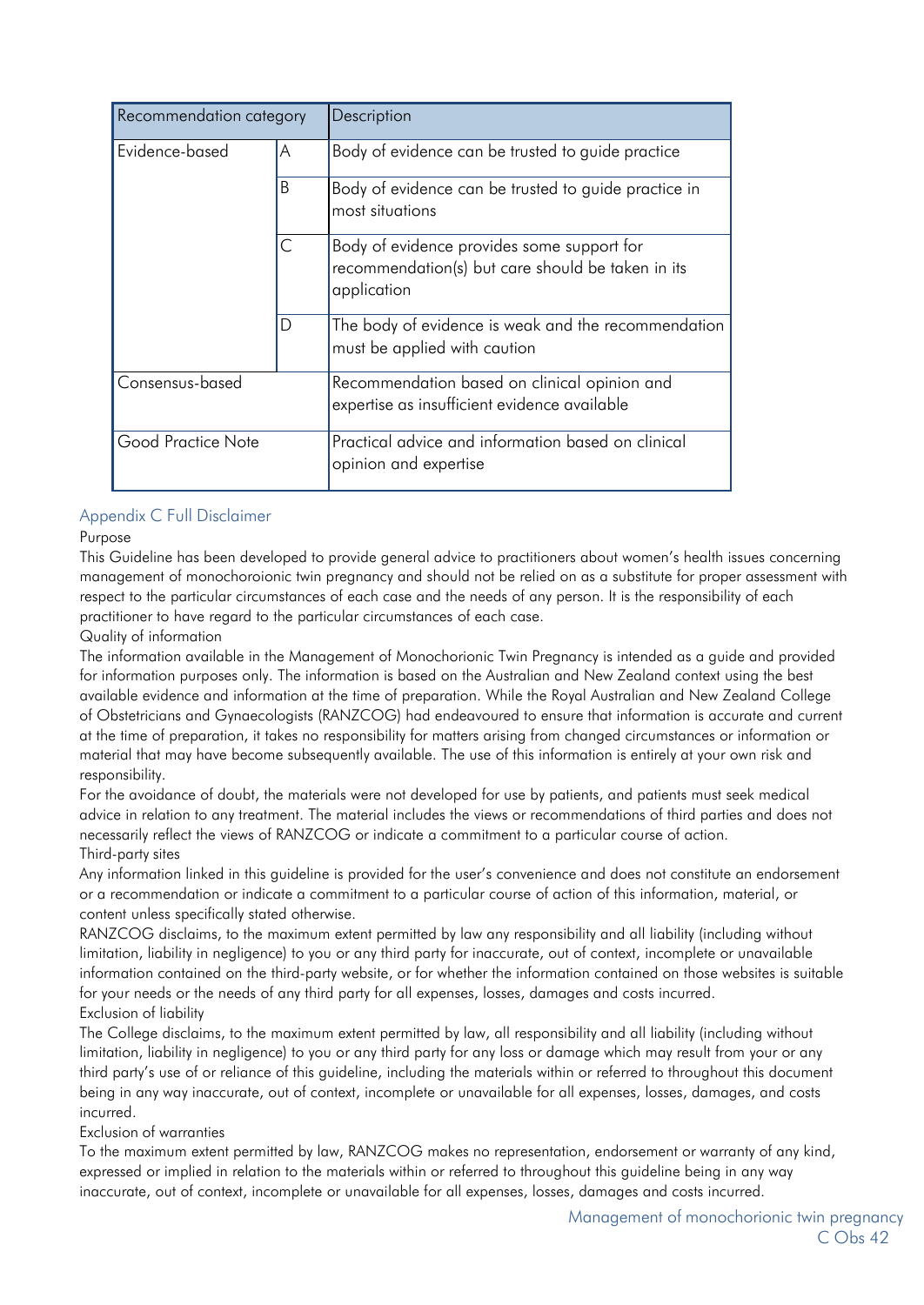| Recommendation category | | Description |
|---|---|---|
| Evidence-based | A | Body of evidence can be trusted to guide practice |
| | B | Body of evidence can be trusted to guide practice in most situations |
| | C | Body of evidence provides some support for recommendation(s) but care should be taken in its application |
| | D | The body of evidence is weak and the recommendation must be applied with caution |
| Consensus-based | | Recommendation based on clinical opinion and expertise as insufficient evidence available |
| Good Practice Note | | Practical advice and information based on clinical opinion and expertise |

## Appendix C Full Disclaimer

Purpose

This Guideline has been developed to provide general advice to practitioners about women's health issues concerning management of monochoroionic twin pregnancy and should not be relied on as a substitute for proper assessment with respect to the particular circumstances of each case and the needs of any person. It is the responsibility of each practitioner to have regard to the particular circumstances of each case.

Quality of information

The information available in the Management of Monochorionic Twin Pregnancy is intended as a guide and provided for information purposes only. The information is based on the Australian and New Zealand context using the best available evidence and information at the time of preparation. While the Royal Australian and New Zealand College of Obstetricians and Gynaecologists (RANZCOG) had endeavoured to ensure that information is accurate and current at the time of preparation, it takes no responsibility for matters arising from changed circumstances or information or material that may have become subsequently available. The use of this information is entirely at your own risk and responsibility.

For the avoidance of doubt, the materials were not developed for use by patients, and patients must seek medical advice in relation to any treatment. The material includes the views or recommendations of third parties and does not necessarily reflect the views of RANZCOG or indicate a commitment to a particular course of action.

Third-party sites

Any information linked in this guideline is provided for the user's convenience and does not constitute an endorsement or a recommendation or indicate a commitment to a particular course of action of this information, material, or content unless specifically stated otherwise.

RANZCOG disclaims, to the maximum extent permitted by law any responsibility and all liability (including without limitation, liability in negligence) to you or any third party for inaccurate, out of context, incomplete or unavailable information contained on the third-party website, or for whether the information contained on those websites is suitable for your needs or the needs of any third party for all expenses, losses, damages and costs incurred.

Exclusion of liability

The College disclaims, to the maximum extent permitted by law, all responsibility and all liability (including without limitation, liability in negligence) to you or any third party for any loss or damage which may result from your or any third party's use of or reliance of this guideline, including the materials within or referred to throughout this document being in any way inaccurate, out of context, incomplete or unavailable for all expenses, losses, damages, and costs incurred.

Exclusion of warranties

To the maximum extent permitted by law, RANZCOG makes no representation, endorsement or warranty of any kind, expressed or implied in relation to the materials within or referred to throughout this guideline being in any way inaccurate, out of context, incomplete or unavailable for all expenses, losses, damages and costs incurred.